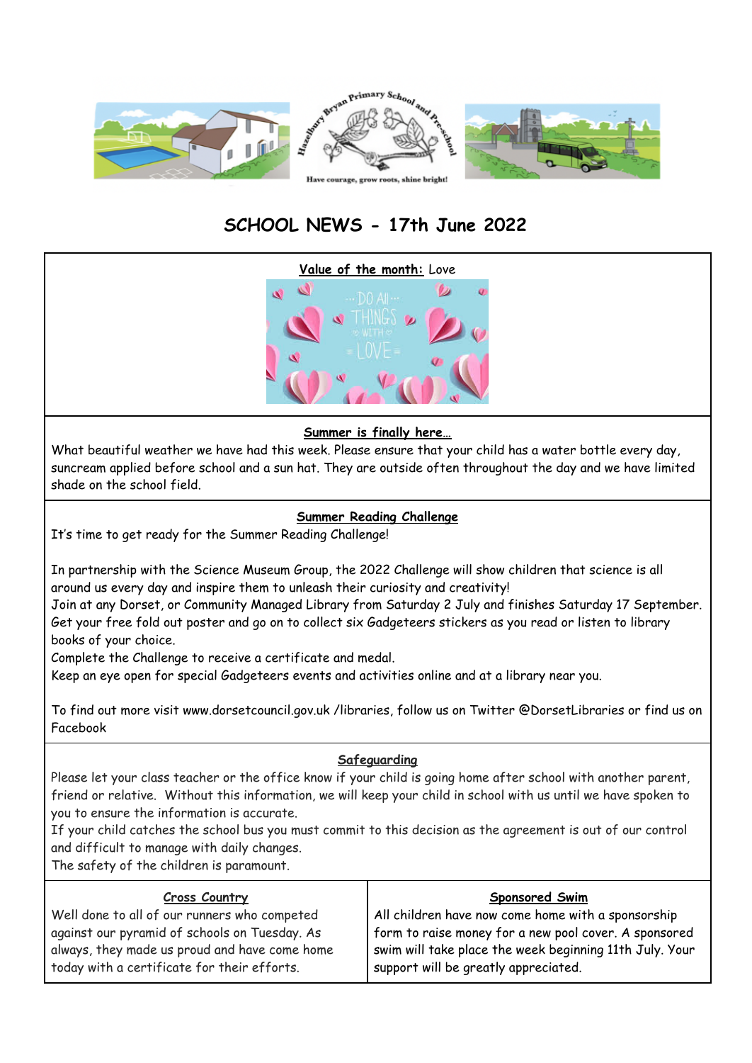Hazelbury Bryan Primary School and Pre-school

Have courage, grow roots, shine bright!

# SCHOOL NEWS - 17th June 2022

**Value of the month:** Love

## Summer is finally here…

What beautiful weather we have had this week. Please ensure that your child has a water bottle every day, suncream applied before school and a sun hat. They are outside often throughout the day and we have limited shade on the school field.

## Summer Reading Challenge

It's time to get ready for the Summer Reading Challenge!

In partnership with the Science Museum Group, the 2022 Challenge will show children that science is all around us every day and inspire them to unleash their curiosity and creativity!
Join at any Dorset, or Community Managed Library from Saturday 2 July and finishes Saturday 17 September. Get your free fold out poster and go on to collect six Gadgeteers stickers as you read or listen to library books of your choice.
Complete the Challenge to receive a certificate and medal.
Keep an eye open for special Gadgeteers events and activities online and at a library near you.

To find out more visit www.dorsetcouncil.gov.uk /libraries, follow us on Twitter @DorsetLibraries or find us on Facebook

## Safeguarding

Please let your class teacher or the office know if your child is going home after school with another parent, friend or relative. Without this information, we will keep your child in school with us until we have spoken to you to ensure the information is accurate.
If your child catches the school bus you must commit to this decision as the agreement is out of our control and difficult to manage with daily changes.
The safety of the children is paramount.

## Cross Country

Well done to all of our runners who competed against our pyramid of schools on Tuesday. As always, they made us proud and have come home today with a certificate for their efforts.

## Sponsored Swim

All children have now come home with a sponsorship form to raise money for a new pool cover. A sponsored swim will take place the week beginning 11th July. Your support will be greatly appreciated.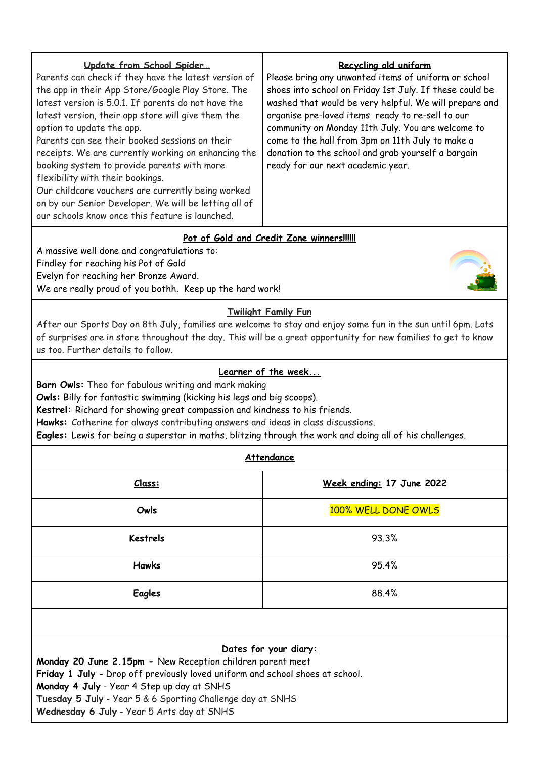### Update from School Spider...

Parents can check if they have the latest version of the app in their App Store/Google Play Store. The latest version is 5.0.1. If parents do not have the latest version, their app store will give them the option to update the app.

Parents can see their booked sessions on their receipts. We are currently working on enhancing the booking system to provide parents with more flexibility with their bookings.

Our childcare vouchers are currently being worked on by our Senior Developer. We will be letting all of our schools know once this feature is launched.

### Recycling old uniform

Please bring any unwanted items of uniform or school shoes into school on Friday 1st July. If these could be washed that would be very helpful. We will prepare and organise pre-loved items ready to re-sell to our community on Monday 11th July. You are welcome to come to the hall from 3pm on 11th July to make a donation to the school and grab yourself a bargain ready for our next academic year.

### Pot of Gold and Credit Zone winners!!!!!!

A massive well done and congratulations to:
Findley for reaching his Pot of Gold
Evelyn for reaching her Bronze Award.
We are really proud of you bothh. Keep up the hard work!

### Twilight Family Fun

After our Sports Day on 8th July, families are welcome to stay and enjoy some fun in the sun until 6pm. Lots of surprises are in store throughout the day. This will be a great opportunity for new families to get to know us too. Further details to follow.

### Learner of the week...

**Barn Owls:** Theo for fabulous writing and mark making
**Owls:** Billy for fantastic swimming (kicking his legs and big scoops).
**Kestrel:** Richard for showing great compassion and kindness to his friends.
**Hawks:** Catherine for always contributing answers and ideas in class discussions.
**Eagles:** Lewis for being a superstar in maths, blitzing through the work and doing all of his challenges.

### Attendance

| Class: | Week ending: 17 June 2022 |
|---|---|
| Owls | 100% WELL DONE OWLS |
| Kestrels | 93.3% |
| Hawks | 95.4% |
| Eagles | 88.4% |

### Dates for your diary:

**Monday 20 June 2.15pm -** New Reception children parent meet
**Friday 1 July** - Drop off previously loved uniform and school shoes at school.
**Monday 4 July** - Year 4 Step up day at SNHS
**Tuesday 5 July** - Year 5 & 6 Sporting Challenge day at SNHS
**Wednesday 6 July** - Year 5 Arts day at SNHS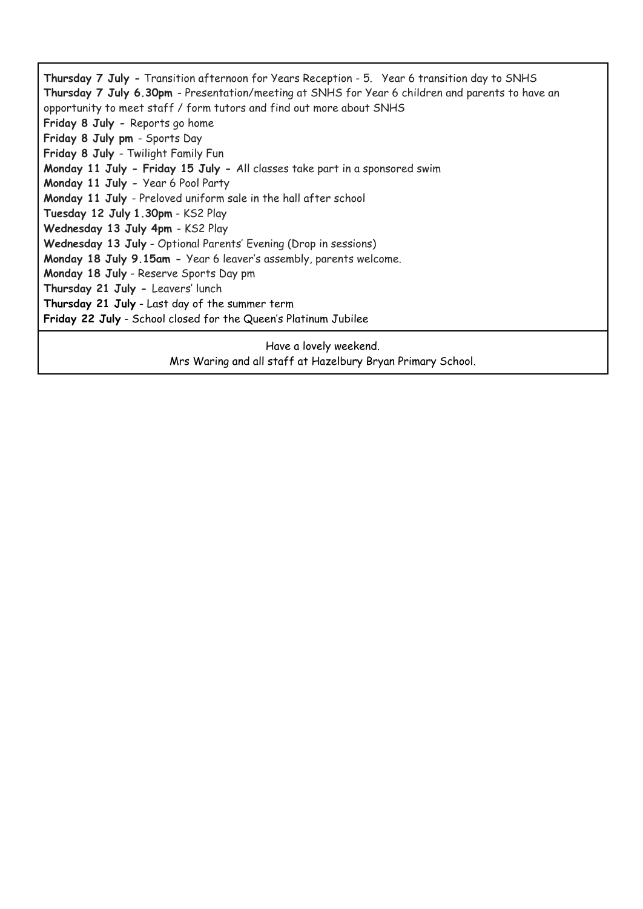**Thursday 7 July -** Transition afternoon for Years Reception - 5. Year 6 transition day to SNHS
**Thursday 7 July 6.30pm** - Presentation/meeting at SNHS for Year 6 children and parents to have an opportunity to meet staff / form tutors and find out more about SNHS
**Friday 8 July -** Reports go home
**Friday 8 July pm** - Sports Day
**Friday 8 July** - Twilight Family Fun
**Monday 11 July - Friday 15 July -** All classes take part in a sponsored swim
**Monday 11 July -** Year 6 Pool Party
**Monday 11 July** - Preloved uniform sale in the hall after school
**Tuesday 12 July 1.30pm** - KS2 Play
**Wednesday 13 July 4pm** - KS2 Play
**Wednesday 13 July** - Optional Parents' Evening (Drop in sessions)
**Monday 18 July 9.15am -** Year 6 leaver's assembly, parents welcome.
**Monday 18 July** - Reserve Sports Day pm
**Thursday 21 July -** Leavers' lunch
**Thursday 21 July** - Last day of the summer term
**Friday 22 July** - School closed for the Queen's Platinum Jubilee

Have a lovely weekend.
Mrs Waring and all staff at Hazelbury Bryan Primary School.